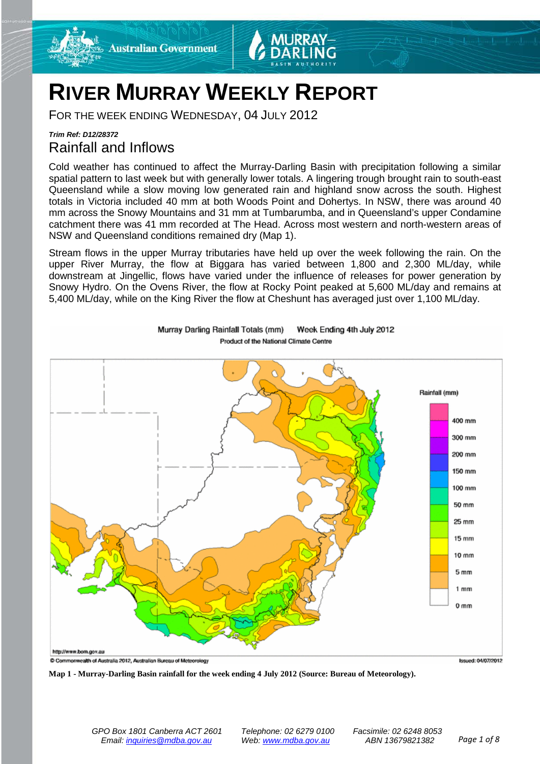# RIVER MURRAY WEEKLY REPORT

FOR THE WEEK ENDING WEDNESDAY, 04 JULY 2012

***Trim Ref: D12/28372***

## Rainfall and Inflows

Cold weather has continued to affect the Murray-Darling Basin with precipitation following a similar spatial pattern to last week but with generally lower totals. A lingering trough brought rain to south-east Queensland while a slow moving low generated rain and highland snow across the south. Highest totals in Victoria included 40 mm at both Woods Point and Dohertys. In NSW, there was around 40 mm across the Snowy Mountains and 31 mm at Tumbarumba, and in Queensland's upper Condamine catchment there was 41 mm recorded at The Head. Across most western and north-western areas of NSW and Queensland conditions remained dry (Map 1).

Stream flows in the upper Murray tributaries have held up over the week following the rain. On the upper River Murray, the flow at Biggara has varied between 1,800 and 2,300 ML/day, while downstream at Jingellic, flows have varied under the influence of releases for power generation by Snowy Hydro. On the Ovens River, the flow at Rocky Point peaked at 5,600 ML/day and remains at 5,400 ML/day, while on the King River the flow at Cheshunt has averaged just over 1,100 ML/day.

**Map 1 - Murray-Darling Basin rainfall for the week ending 4 July 2012 (Source: Bureau of Meteorology).**

*GPO Box 1801 Canberra ACT 2601 Email: inquiries@mdba.gov.au* *Telephone: 02 6279 0100 Web: www.mdba.gov.au* *Facsimile: 02 6248 8053 ABN 13679821382*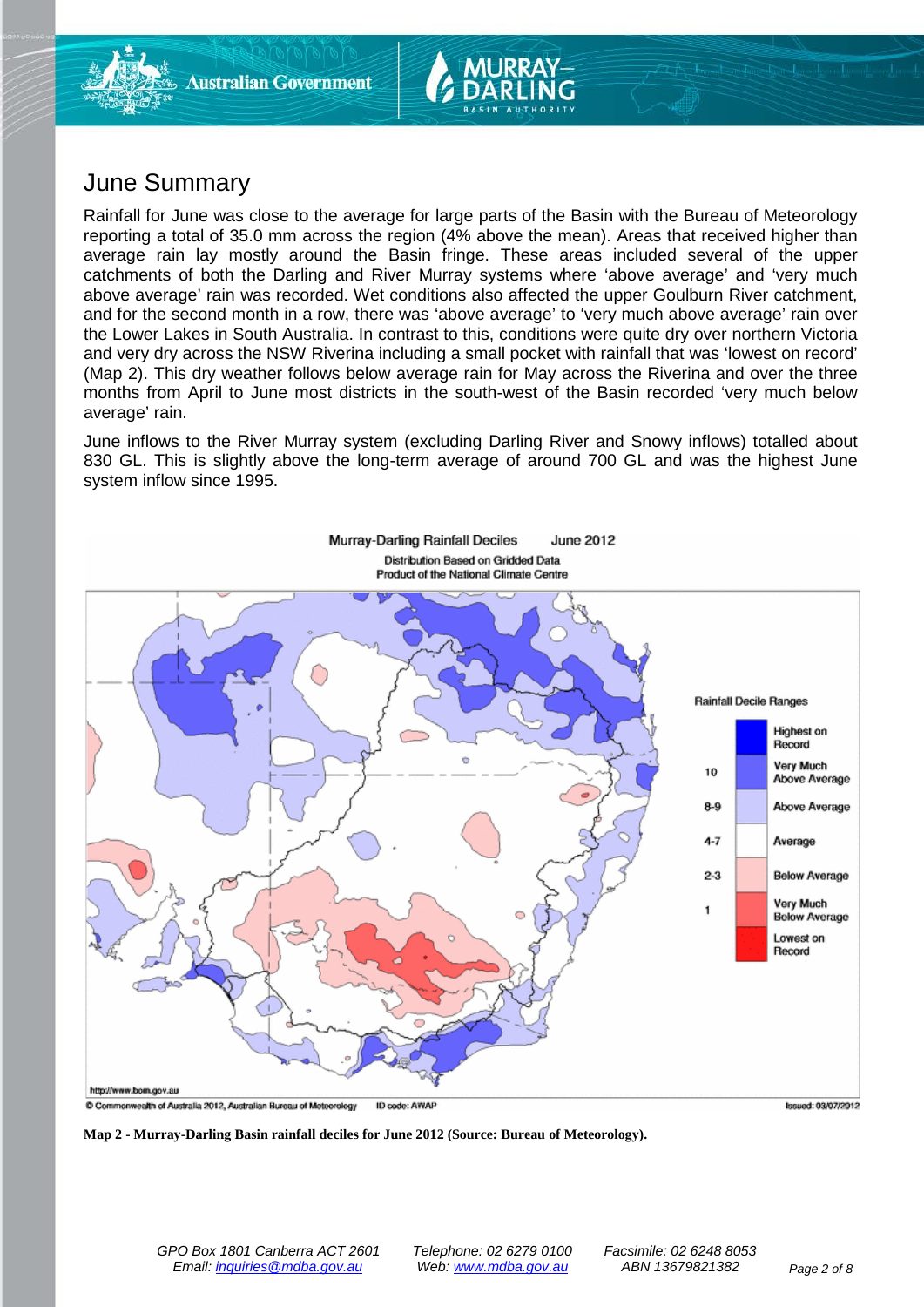# June Summary

Rainfall for June was close to the average for large parts of the Basin with the Bureau of Meteorology reporting a total of 35.0 mm across the region (4% above the mean). Areas that received higher than average rain lay mostly around the Basin fringe. These areas included several of the upper catchments of both the Darling and River Murray systems where 'above average' and 'very much above average' rain was recorded. Wet conditions also affected the upper Goulburn River catchment, and for the second month in a row, there was 'above average' to 'very much above average' rain over the Lower Lakes in South Australia. In contrast to this, conditions were quite dry over northern Victoria and very dry across the NSW Riverina including a small pocket with rainfall that was 'lowest on record' (Map 2). This dry weather follows below average rain for May across the Riverina and over the three months from April to June most districts in the south-west of the Basin recorded 'very much below average' rain.

June inflows to the River Murray system (excluding Darling River and Snowy inflows) totalled about 830 GL. This is slightly above the long-term average of around 700 GL and was the highest June system inflow since 1995.

Murray-Darling Rainfall Deciles June 2012
Distribution Based on Gridded Data
Product of the National Climate Centre

Rainfall Decile Ranges

| | |
|---|---|
| | Highest on Record |
| 10 | Very Much Above Average |
| 8-9 | Above Average |
| 4-7 | Average |
| 2-3 | Below Average |
| 1 | Very Much Below Average |
| | Lowest on Record |

http://www.bom.gov.au
© Commonwealth of Australia 2012, Australian Bureau of Meteorology    ID code: AWAP    Issued: 03/07/2012

**Map 2 - Murray-Darling Basin rainfall deciles for June 2012 (Source: Bureau of Meteorology).**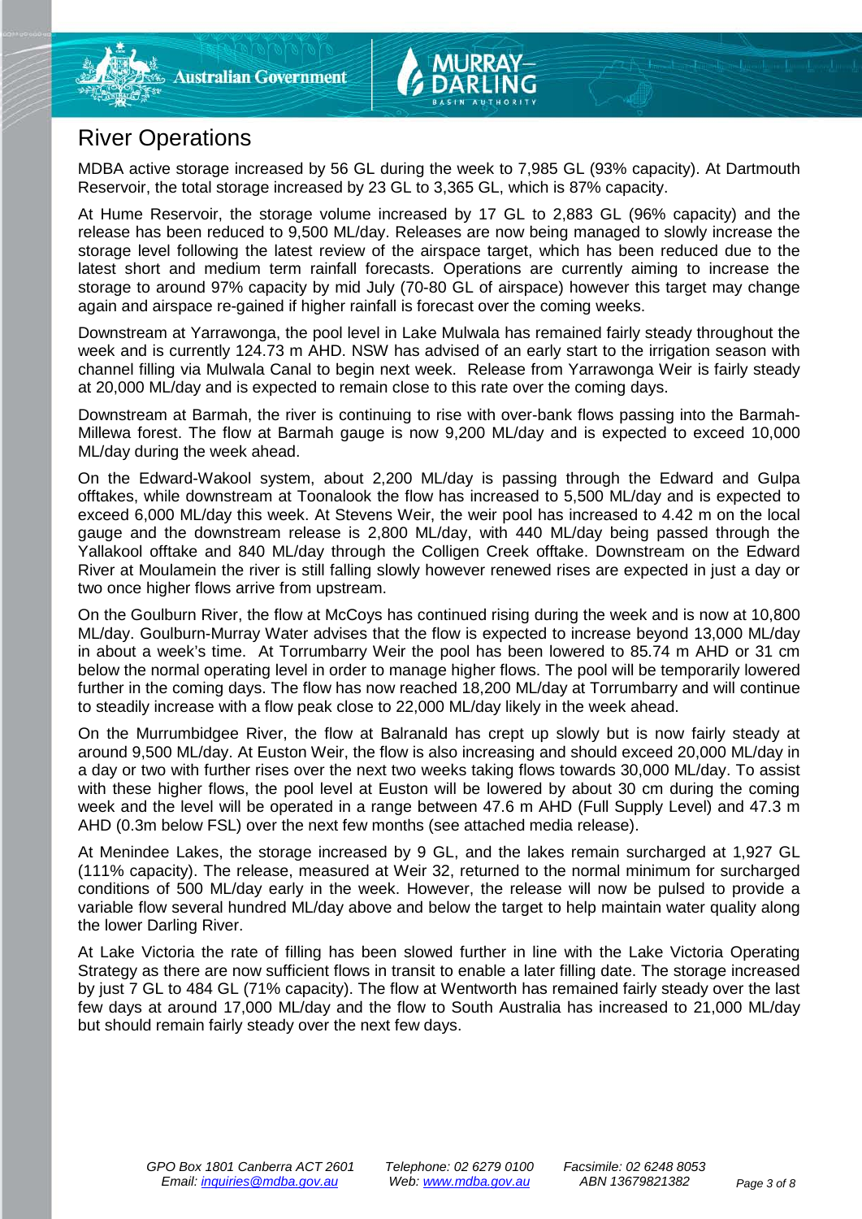# River Operations

MDBA active storage increased by 56 GL during the week to 7,985 GL (93% capacity). At Dartmouth Reservoir, the total storage increased by 23 GL to 3,365 GL, which is 87% capacity.

At Hume Reservoir, the storage volume increased by 17 GL to 2,883 GL (96% capacity) and the release has been reduced to 9,500 ML/day. Releases are now being managed to slowly increase the storage level following the latest review of the airspace target, which has been reduced due to the latest short and medium term rainfall forecasts. Operations are currently aiming to increase the storage to around 97% capacity by mid July (70-80 GL of airspace) however this target may change again and airspace re-gained if higher rainfall is forecast over the coming weeks.

Downstream at Yarrawonga, the pool level in Lake Mulwala has remained fairly steady throughout the week and is currently 124.73 m AHD. NSW has advised of an early start to the irrigation season with channel filling via Mulwala Canal to begin next week. Release from Yarrawonga Weir is fairly steady at 20,000 ML/day and is expected to remain close to this rate over the coming days.

Downstream at Barmah, the river is continuing to rise with over-bank flows passing into the Barmah-Millewa forest. The flow at Barmah gauge is now 9,200 ML/day and is expected to exceed 10,000 ML/day during the week ahead.

On the Edward-Wakool system, about 2,200 ML/day is passing through the Edward and Gulpa offtakes, while downstream at Toonalook the flow has increased to 5,500 ML/day and is expected to exceed 6,000 ML/day this week. At Stevens Weir, the weir pool has increased to 4.42 m on the local gauge and the downstream release is 2,800 ML/day, with 440 ML/day being passed through the Yallakool offtake and 840 ML/day through the Colligen Creek offtake. Downstream on the Edward River at Moulamein the river is still falling slowly however renewed rises are expected in just a day or two once higher flows arrive from upstream.

On the Goulburn River, the flow at McCoys has continued rising during the week and is now at 10,800 ML/day. Goulburn-Murray Water advises that the flow is expected to increase beyond 13,000 ML/day in about a week's time. At Torrumbarry Weir the pool has been lowered to 85.74 m AHD or 31 cm below the normal operating level in order to manage higher flows. The pool will be temporarily lowered further in the coming days. The flow has now reached 18,200 ML/day at Torrumbarry and will continue to steadily increase with a flow peak close to 22,000 ML/day likely in the week ahead.

On the Murrumbidgee River, the flow at Balranald has crept up slowly but is now fairly steady at around 9,500 ML/day. At Euston Weir, the flow is also increasing and should exceed 20,000 ML/day in a day or two with further rises over the next two weeks taking flows towards 30,000 ML/day. To assist with these higher flows, the pool level at Euston will be lowered by about 30 cm during the coming week and the level will be operated in a range between 47.6 m AHD (Full Supply Level) and 47.3 m AHD (0.3m below FSL) over the next few months (see attached media release).

At Menindee Lakes, the storage increased by 9 GL, and the lakes remain surcharged at 1,927 GL (111% capacity). The release, measured at Weir 32, returned to the normal minimum for surcharged conditions of 500 ML/day early in the week. However, the release will now be pulsed to provide a variable flow several hundred ML/day above and below the target to help maintain water quality along the lower Darling River.

At Lake Victoria the rate of filling has been slowed further in line with the Lake Victoria Operating Strategy as there are now sufficient flows in transit to enable a later filling date. The storage increased by just 7 GL to 484 GL (71% capacity). The flow at Wentworth has remained fairly steady over the last few days at around 17,000 ML/day and the flow to South Australia has increased to 21,000 ML/day but should remain fairly steady over the next few days.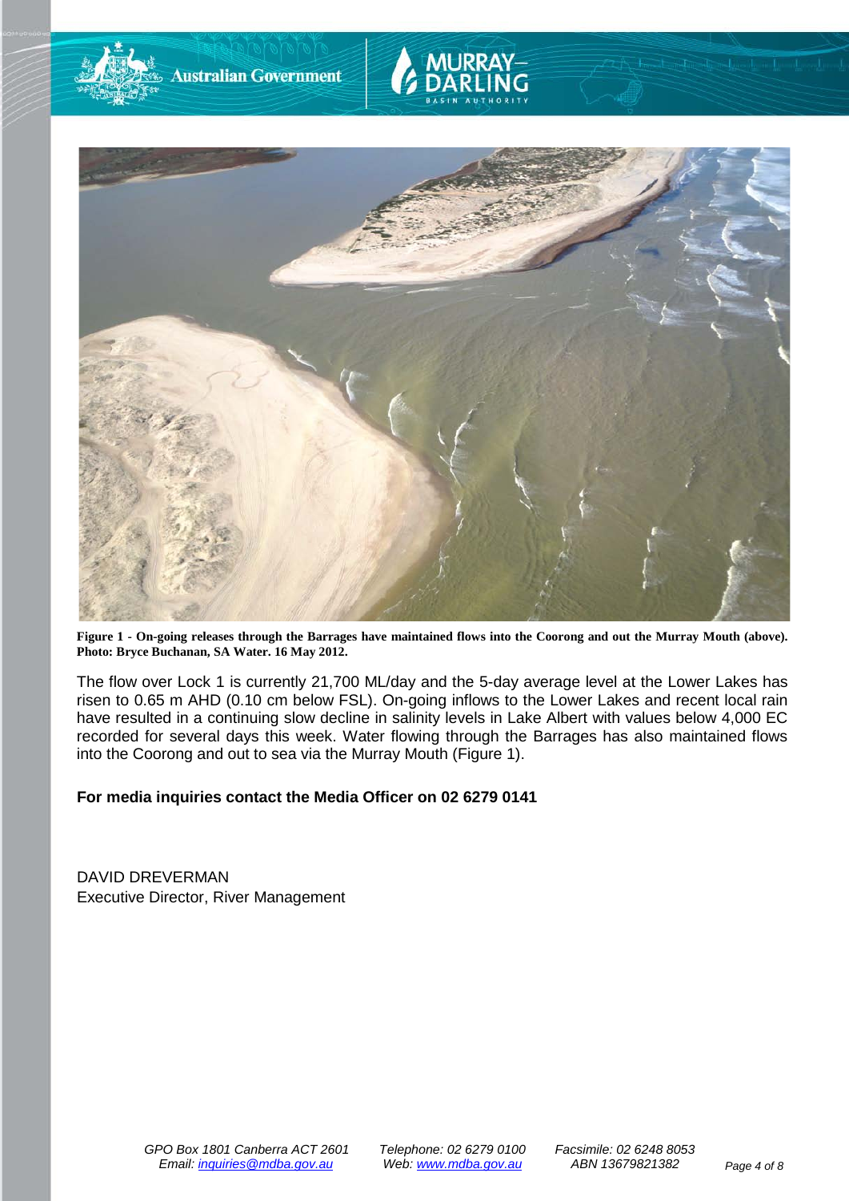**Figure 1 - On-going releases through the Barrages have maintained flows into the Coorong and out the Murray Mouth (above). Photo: Bryce Buchanan, SA Water. 16 May 2012.**

The flow over Lock 1 is currently 21,700 ML/day and the 5-day average level at the Lower Lakes has risen to 0.65 m AHD (0.10 cm below FSL). On-going inflows to the Lower Lakes and recent local rain have resulted in a continuing slow decline in salinity levels in Lake Albert with values below 4,000 EC recorded for several days this week. Water flowing through the Barrages has also maintained flows into the Coorong and out to sea via the Murray Mouth (Figure 1).

**For media inquiries contact the Media Officer on 02 6279 0141**

DAVID DREVERMAN
Executive Director, River Management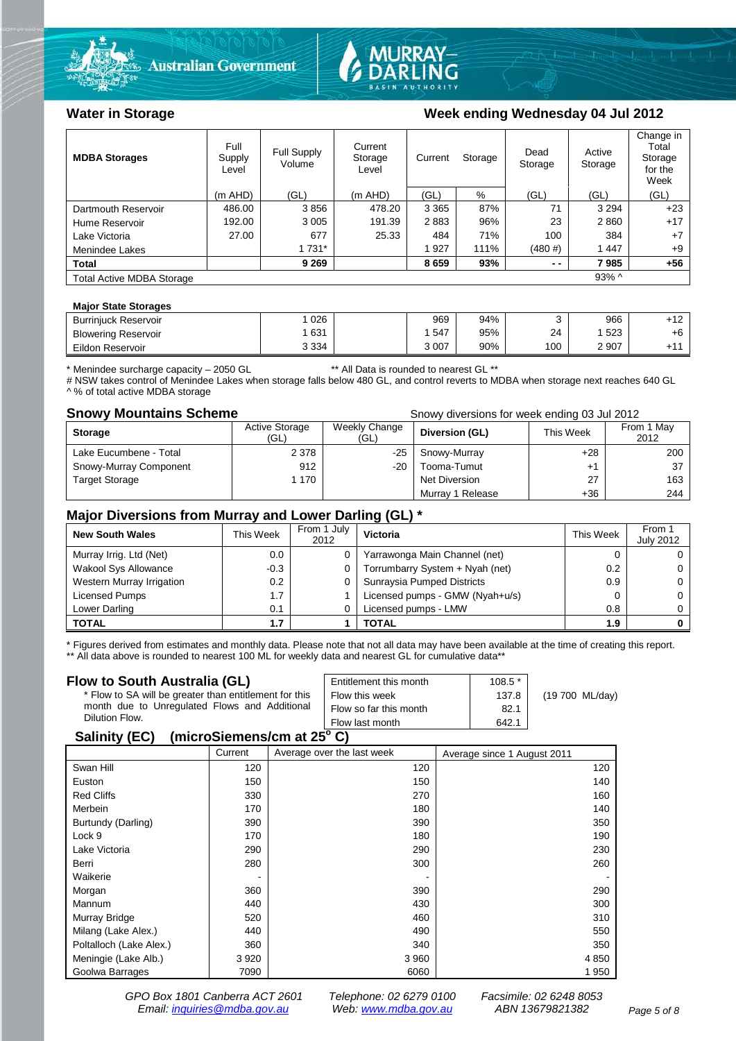## Water in Storage

**Week ending Wednesday 04 Jul 2012**

| MDBA Storages | Full Supply Level | Full Supply Volume | Current Storage Level | Current Storage | | Dead Storage | Active Storage | Change in Total Storage for the Week |
|---|---|---|---|---|---|---|---|---|
| | (m AHD) | (GL) | (m AHD) | (GL) | % | (GL) | (GL) | (GL) |
| Dartmouth Reservoir | 486.00 | 3 856 | 478.20 | 3 365 | 87% | 71 | 3 294 | +23 |
| Hume Reservoir | 192.00 | 3 005 | 191.39 | 2 883 | 96% | 23 | 2 860 | +17 |
| Lake Victoria | 27.00 | 677 | 25.33 | 484 | 71% | 100 | 384 | +7 |
| Menindee Lakes | | 1 731* | | 1 927 | 111% | (480 #) | 1 447 | +9 |
| **Total** | | **9 269** | | **8 659** | **93%** | **- -** | **7 985** | **+56** |
| Total Active MDBA Storage | | | | | | | 93% ^ | |

**Major State Storages**

| | | | | | | | |
|---|---|---|---|---|---|---|---|
| Burrinjuck Reservoir | 1 026 | | 969 | 94% | 3 | 966 | +12 |
| Blowering Reservoir | 1 631 | | 1 547 | 95% | 24 | 1 523 | +6 |
| Eildon Reservoir | 3 334 | | 3 007 | 90% | 100 | 2 907 | +11 |

\* Menindee surcharge capacity – 2050 GL ** All Data is rounded to nearest GL **
# NSW takes control of Menindee Lakes when storage falls below 480 GL, and control reverts to MDBA when storage next reaches 640 GL
^ % of total active MDBA storage

## Snowy Mountains Scheme

Snowy diversions for week ending 03 Jul 2012

| Storage | Active Storage (GL) | Weekly Change (GL) | Diversion (GL) | This Week | From 1 May 2012 |
|---|---|---|---|---|---|
| Lake Eucumbene - Total | 2 378 | -25 | Snowy-Murray | +28 | 200 |
| Snowy-Murray Component | 912 | -20 | Tooma-Tumut | +1 | 37 |
| Target Storage | 1 170 | | Net Diversion | 27 | 163 |
| | | | Murray 1 Release | +36 | 244 |

## Major Diversions from Murray and Lower Darling (GL) *

| New South Wales | This Week | From 1 July 2012 | Victoria | This Week | From 1 July 2012 |
|---|---|---|---|---|---|
| Murray Irrig. Ltd (Net) | 0.0 | 0 | Yarrawonga Main Channel (net) | 0 | 0 |
| Wakool Sys Allowance | -0.3 | 0 | Torrumbarry System + Nyah (net) | 0.2 | 0 |
| Western Murray Irrigation | 0.2 | 0 | Sunraysia Pumped Districts | 0.9 | 0 |
| Licensed Pumps | 1.7 | 1 | Licensed pumps - GMW (Nyah+u/s) | 0 | 0 |
| Lower Darling | 0.1 | 0 | Licensed pumps - LMW | 0.8 | 0 |
| **TOTAL** | **1.7** | **1** | **TOTAL** | **1.9** | **0** |

\* Figures derived from estimates and monthly data. Please note that not all data may have been available at the time of creating this report.
** All data above is rounded to nearest 100 ML for weekly data and nearest GL for cumulative data**

## Flow to South Australia (GL)

\* Flow to SA will be greater than entitlement for this month due to Unregulated Flows and Additional Dilution Flow.

| | | |
|---|---|---|
| Entitlement this month | 108.5 * | |
| Flow this week | 137.8 | (19 700 ML/day) |
| Flow so far this month | 82.1 | |
| Flow last month | 642.1 | |

## Salinity (EC) (microSiemens/cm at 25° C)

| | Current | Average over the last week | Average since 1 August 2011 |
|---|---|---|---|
| Swan Hill | 120 | 120 | 120 |
| Euston | 150 | 150 | 140 |
| Red Cliffs | 330 | 270 | 160 |
| Merbein | 170 | 180 | 140 |
| Burtundy (Darling) | 390 | 390 | 350 |
| Lock 9 | 170 | 180 | 190 |
| Lake Victoria | 290 | 290 | 230 |
| Berri | 280 | 300 | 260 |
| Waikerie | - | - | - |
| Morgan | 360 | 390 | 290 |
| Mannum | 440 | 430 | 300 |
| Murray Bridge | 520 | 460 | 310 |
| Milang (Lake Alex.) | 440 | 490 | 550 |
| Poltalloch (Lake Alex.) | 360 | 340 | 350 |
| Meningie (Lake Alb.) | 3 920 | 3 960 | 4 850 |
| Goolwa Barrages | 7090 | 6060 | 1 950 |

GPO Box 1801 Canberra ACT 2601 Telephone: 02 6279 0100 Facsimile: 02 6248 8053
Email: inquiries@mdba.gov.au Web: www.mdba.gov.au ABN 13679821382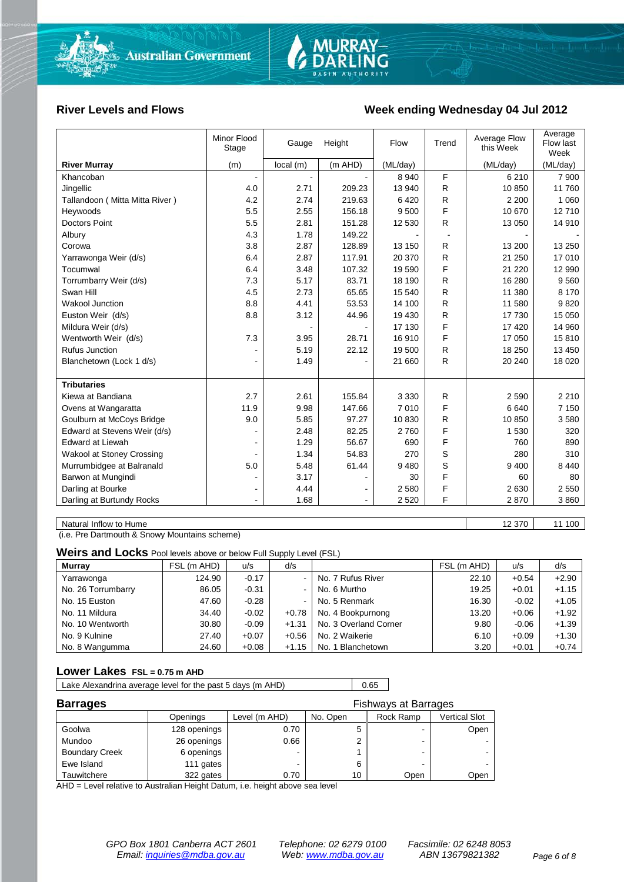## River Levels and Flows

## Week ending Wednesday 04 Jul 2012

| River Murray | Minor Flood Stage (m) | Gauge local (m) | Height (m AHD) | Flow (ML/day) | Trend | Average Flow this Week (ML/day) | Average Flow last Week (ML/day) |
|---|---|---|---|---|---|---|---|
| Khancoban | - | - | - | 8 940 | F | 6 210 | 7 900 |
| Jingellic | 4.0 | 2.71 | 209.23 | 13 940 | R | 10 850 | 11 760 |
| Tallandoon ( Mitta Mitta River ) | 4.2 | 2.74 | 219.63 | 6 420 | R | 2 200 | 1 060 |
| Heywoods | 5.5 | 2.55 | 156.18 | 9 500 | F | 10 670 | 12 710 |
| Doctors Point | 5.5 | 2.81 | 151.28 | 12 530 | R | 13 050 | 14 910 |
| Albury | 4.3 | 1.78 | 149.22 | - | - | - | - |
| Corowa | 3.8 | 2.87 | 128.89 | 13 150 | R | 13 200 | 13 250 |
| Yarrawonga Weir (d/s) | 6.4 | 2.87 | 117.91 | 20 370 | R | 21 250 | 17 010 |
| Tocumwal | 6.4 | 3.48 | 107.32 | 19 590 | F | 21 220 | 12 990 |
| Torrumbarry Weir (d/s) | 7.3 | 5.17 | 83.71 | 18 190 | R | 16 280 | 9 560 |
| Swan Hill | 4.5 | 2.73 | 65.65 | 15 540 | R | 11 380 | 8 170 |
| Wakool Junction | 8.8 | 4.41 | 53.53 | 14 100 | R | 11 580 | 9 820 |
| Euston Weir (d/s) | 8.8 | 3.12 | 44.96 | 19 430 | R | 17 730 | 15 050 |
| Mildura Weir (d/s) | | - | - | 17 130 | F | 17 420 | 14 960 |
| Wentworth Weir (d/s) | 7.3 | 3.95 | 28.71 | 16 910 | F | 17 050 | 15 810 |
| Rufus Junction | - | 5.19 | 22.12 | 19 500 | R | 18 250 | 13 450 |
| Blanchetown (Lock 1 d/s) | - | 1.49 | - | 21 660 | R | 20 240 | 18 020 |
| **Tributaries** | | | | | | | |
| Kiewa at Bandiana | 2.7 | 2.61 | 155.84 | 3 330 | R | 2 590 | 2 210 |
| Ovens at Wangaratta | 11.9 | 9.98 | 147.66 | 7 010 | F | 6 640 | 7 150 |
| Goulburn at McCoys Bridge | 9.0 | 5.85 | 97.27 | 10 830 | R | 10 850 | 3 580 |
| Edward at Stevens Weir (d/s) | - | 2.48 | 82.25 | 2 760 | F | 1 530 | 320 |
| Edward at Liewah | - | 1.29 | 56.67 | 690 | F | 760 | 890 |
| Wakool at Stoney Crossing | - | 1.34 | 54.83 | 270 | S | 280 | 310 |
| Murrumbidgee at Balranald | 5.0 | 5.48 | 61.44 | 9 480 | S | 9 400 | 8 440 |
| Barwon at Mungindi | - | 3.17 | - | 30 | F | 60 | 80 |
| Darling at Bourke | - | 4.44 | - | 2 580 | F | 2 630 | 2 550 |
| Darling at Burtundy Rocks | - | 1.68 | - | 2 520 | F | 2 870 | 3 860 |

| | This Week | Last Week |
|---|---|---|
| Natural Inflow to Hume | 12 370 | 11 100 |

(i.e. Pre Dartmouth & Snowy Mountains scheme)

### Weirs and Locks
Pool levels above or below Full Supply Level (FSL)

| Murray | FSL (m AHD) | u/s | d/s | | FSL (m AHD) | u/s | d/s |
|---|---|---|---|---|---|---|---|
| Yarrawonga | 124.90 | -0.17 | - | No. 7 Rufus River | 22.10 | +0.54 | +2.90 |
| No. 26 Torrumbarry | 86.05 | -0.31 | - | No. 6 Murtho | 19.25 | +0.01 | +1.15 |
| No. 15 Euston | 47.60 | -0.28 | - | No. 5 Renmark | 16.30 | -0.02 | +1.05 |
| No. 11 Mildura | 34.40 | -0.02 | +0.78 | No. 4 Bookpurnong | 13.20 | +0.06 | +1.92 |
| No. 10 Wentworth | 30.80 | -0.09 | +1.31 | No. 3 Overland Corner | 9.80 | -0.06 | +1.39 |
| No. 9 Kulnine | 27.40 | +0.07 | +0.56 | No. 2 Waikerie | 6.10 | +0.09 | +1.30 |
| No. 8 Wangumma | 24.60 | +0.08 | +1.15 | No. 1 Blanchetown | 3.20 | +0.01 | +0.74 |

### Lower Lakes FSL = 0.75 m AHD

| | |
|---|---|
| Lake Alexandrina average level for the past 5 days (m AHD) | 0.65 |

### Barrages

| | Openings | Level (m AHD) | No. Open | Fishways at Barrages: Rock Ramp | Vertical Slot |
|---|---|---|---|---|---|
| Goolwa | 128 openings | 0.70 | 5 | - | Open |
| Mundoo | 26 openings | 0.66 | 2 | - | - |
| Boundary Creek | 6 openings | - | 1 | - | - |
| Ewe Island | 111 gates | - | 6 | - | - |
| Tauwitchere | 322 gates | 0.70 | 10 | Open | Open |

AHD = Level relative to Australian Height Datum, i.e. height above sea level

*GPO Box 1801 Canberra ACT 2601 Telephone: 02 6279 0100 Facsimile: 02 6248 8053*
*Email: inquiries@mdba.gov.au Web: www.mdba.gov.au ABN 13679821382*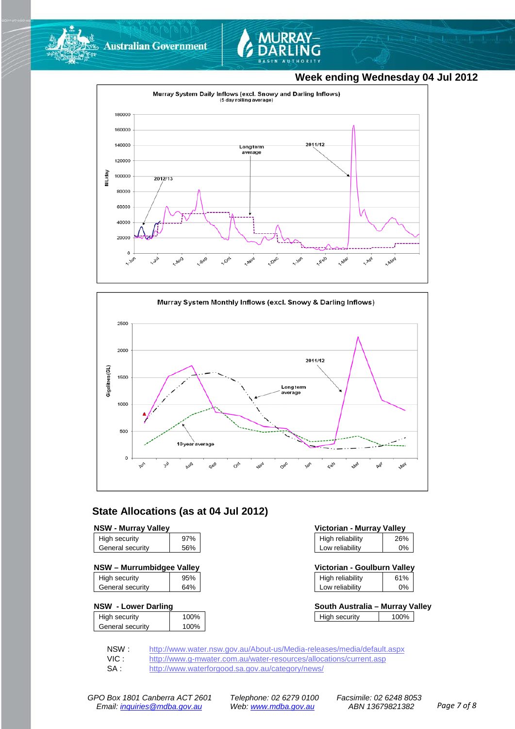## Week ending Wednesday 04 Jul 2012

**Murray System Daily Inflows (excl. Snowy and Darling Inflows)**
(5 day rolling average)

**Murray System Monthly Inflows (excl. Snowy & Darling Inflows)**

## State Allocations (as at 04 Jul 2012)

**NSW - Murray Valley**

| | |
|---|---|
| High security | 97% |
| General security | 56% |

**NSW – Murrumbidgee Valley**

| | |
|---|---|
| High security | 95% |
| General security | 64% |

**NSW - Lower Darling**

| | |
|---|---|
| High security | 100% |
| General security | 100% |

**Victorian - Murray Valley**

| | |
|---|---|
| High reliability | 26% |
| Low reliability | 0% |

**Victorian - Goulburn Valley**

| | |
|---|---|
| High reliability | 61% |
| Low reliability | 0% |

**South Australia – Murray Valley**

| | |
|---|---|
| High security | 100% |

NSW : http://www.water.nsw.gov.au/About-us/Media-releases/media/default.aspx
VIC : http://www.g-mwater.com.au/water-resources/allocations/current.asp
SA : http://www.waterforgood.sa.gov.au/category/news/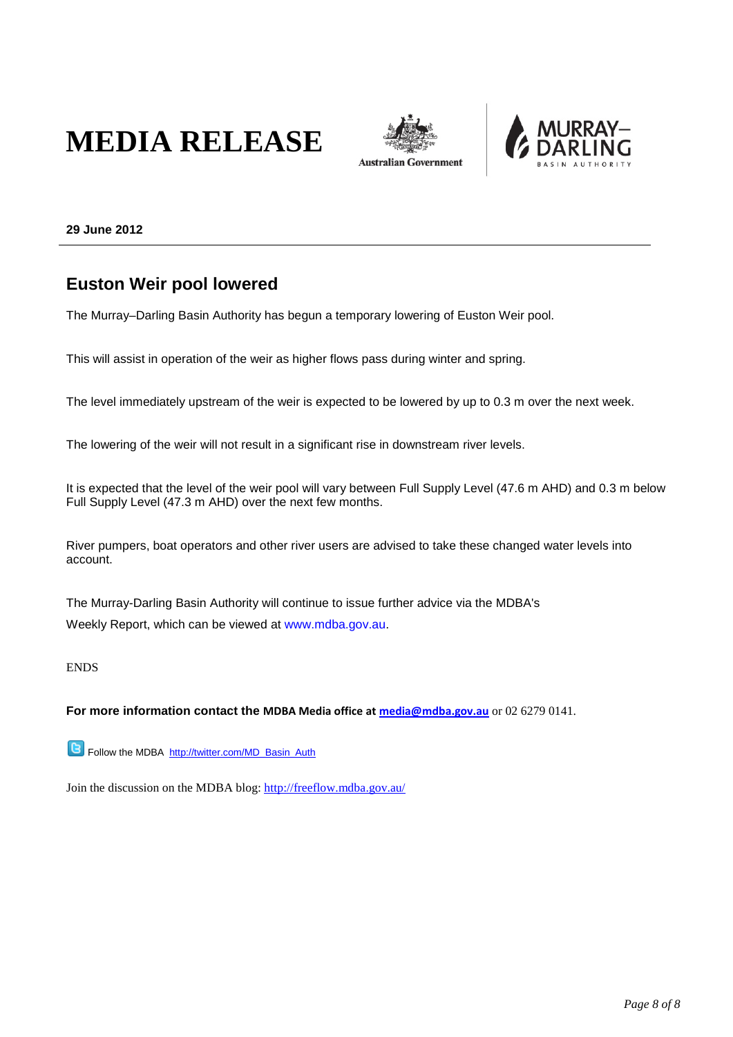# MEDIA RELEASE

Australian Government

MURRAY–DARLING BASIN AUTHORITY

**29 June 2012**

---

## Euston Weir pool lowered

The Murray–Darling Basin Authority has begun a temporary lowering of Euston Weir pool.

This will assist in operation of the weir as higher flows pass during winter and spring.

The level immediately upstream of the weir is expected to be lowered by up to 0.3 m over the next week.

The lowering of the weir will not result in a significant rise in downstream river levels.

It is expected that the level of the weir pool will vary between Full Supply Level (47.6 m AHD) and 0.3 m below Full Supply Level (47.3 m AHD) over the next few months.

River pumpers, boat operators and other river users are advised to take these changed water levels into account.

The Murray-Darling Basin Authority will continue to issue further advice via the MDBA's Weekly Report, which can be viewed at www.mdba.gov.au.

ENDS

**For more information contact the MDBA Media office at media@mdba.gov.au** or 02 6279 0141.

Follow the MDBA http://twitter.com/MD_Basin_Auth

Join the discussion on the MDBA blog: http://freeflow.mdba.gov.au/